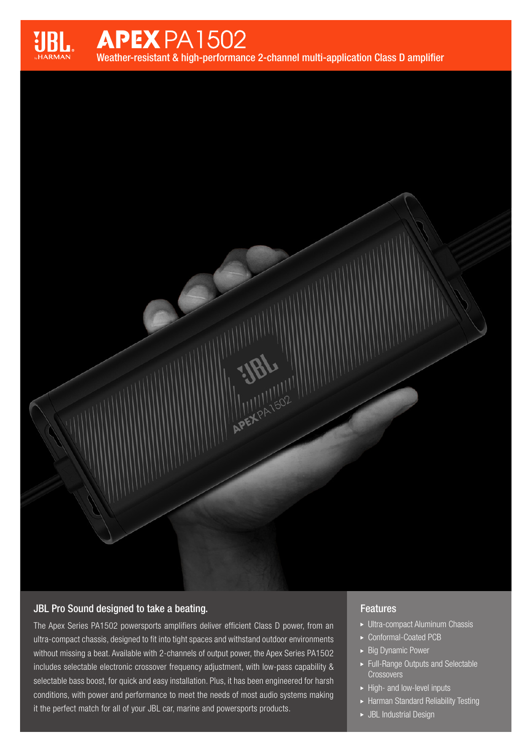# APEX PA1502

Weather-resistant & high-performance 2-channel multi-application Class D amplifier

## JBL Pro Sound designed to take a beating.

The Apex Series PA1502 powersports amplifiers deliver efficient Class D power, from an ultra-compact chassis, designed to fit into tight spaces and withstand outdoor environments without missing a beat. Available with 2-channels of output power, the Apex Series PA1502 includes selectable electronic crossover frequency adjustment, with low-pass capability & selectable bass boost, for quick and easy installation. Plus, it has been engineered for harsh conditions, with power and performance to meet the needs of most audio systems making it the perfect match for all of your JBL car, marine and powersports products.

## Features

- Ultra-compact Aluminum Chassis
- Conformal-Coated PCB
- Big Dynamic Power
- Full-Range Outputs and Selectable Crossovers
- High- and low-level inputs
- Harman Standard Reliability Testing
- JBL Industrial Design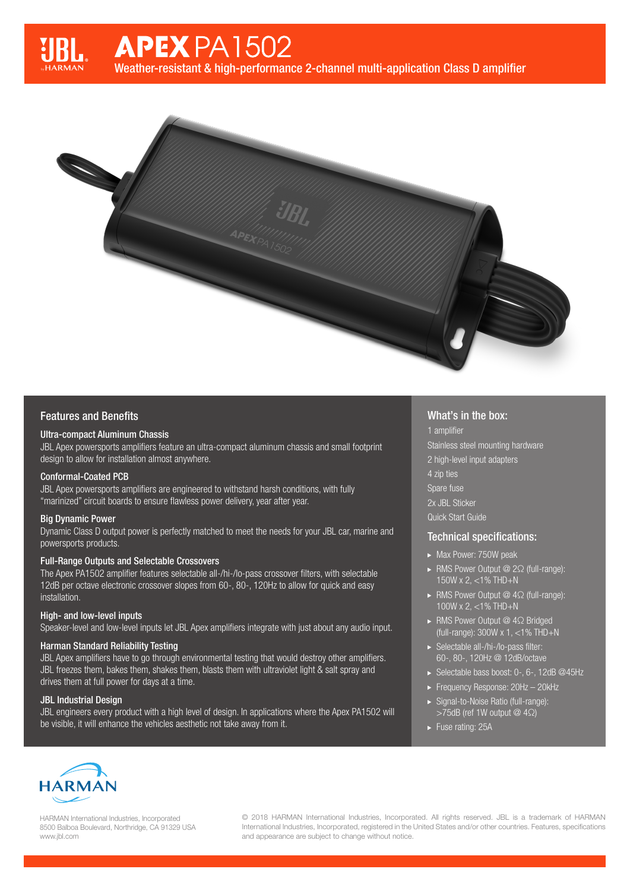# APEX PA1502

Weather-resistant & high-performance 2-channel multi-application Class D amplifier

## Features and Benefits

### Ultra-compact Aluminum Chassis

JBL Apex powersports amplifiers feature an ultra-compact aluminum chassis and small footprint design to allow for installation almost anywhere.

### Conformal-Coated PCB

JBL Apex powersports amplifiers are engineered to withstand harsh conditions, with fully "marinized" circuit boards to ensure flawless power delivery, year after year.

### Big Dynamic Power

Dynamic Class D output power is perfectly matched to meet the needs for your JBL car, marine and powersports products.

### Full-Range Outputs and Selectable Crossovers

The Apex PA1502 amplifier features selectable all-/hi-/lo-pass crossover filters, with selectable 12dB per octave electronic crossover slopes from 60-, 80-, 120Hz to allow for quick and easy installation.

### High- and low-level inputs

Speaker-level and low-level inputs let JBL Apex amplifiers integrate with just about any audio input.

### Harman Standard Reliability Testing

JBL Apex amplifiers have to go through environmental testing that would destroy other amplifiers. JBL freezes them, bakes them, shakes them, blasts them with ultraviolet light & salt spray and drives them at full power for days at a time.

### JBL Industrial Design

JBL engineers every product with a high level of design. In applications where the Apex PA1502 will be visible, it will enhance the vehicles aesthetic not take away from it.

## What's in the box:

1 amplifier
Stainless steel mounting hardware
2 high-level input adapters
4 zip ties
Spare fuse
2x JBL Sticker
Quick Start Guide

## Technical specifications:

- Max Power: 750W peak
- RMS Power Output @ 2Ω (full-range): 150W x 2, <1% THD+N
- RMS Power Output @ 4Ω (full-range): 100W x 2, <1% THD+N
- RMS Power Output @ 4Ω Bridged (full-range): 300W x 1, <1% THD+N
- Selectable all-/hi-/lo-pass filter: 60-, 80-, 120Hz @ 12dB/octave
- Selectable bass boost: 0-, 6-, 12dB @45Hz
- Frequency Response: 20Hz – 20kHz
- Signal-to-Noise Ratio (full-range): >75dB (ref 1W output @ 4Ω)
- Fuse rating: 25A

HARMAN International Industries, Incorporated
8500 Balboa Boulevard, Northridge, CA 91329 USA
www.jbl.com

© 2018 HARMAN International Industries, Incorporated. All rights reserved. JBL is a trademark of HARMAN International Industries, Incorporated, registered in the United States and/or other countries. Features, specifications and appearance are subject to change without notice.